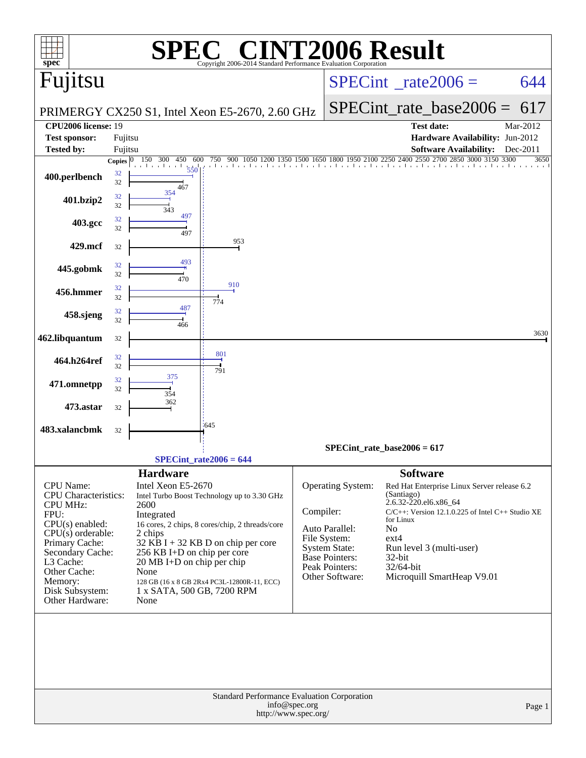# SPEC CINT2006 Result

Copyright 2006-2014 Standard Performance Evaluation Corporation

## Fujitsu

PRIMERGY CX250 S1, Intel Xeon E5-2670, 2.60 GHz

SPECint_rate2006 = 644

SPECint_rate_base2006 = 617

| | | | |
|---|---|---|---|
| **CPU2006 license:** | 19 | **Test date:** | Mar-2012 |
| **Test sponsor:** | Fujitsu | **Hardware Availability:** | Jun-2012 |
| **Tested by:** | Fujitsu | **Software Availability:** | Dec-2011 |

| Benchmark | Copies (peak) | Peak | Copies (base) | Base |
|---|---|---|---|---|
| 400.perlbench | 32 | 550 | 32 | 467 |
| 401.bzip2 | 32 | 354 | 32 | 343 |
| 403.gcc | 32 | 497 | 32 | 497 |
| 429.mcf | | | 32 | 953 |
| 445.gobmk | 32 | 493 | 32 | 470 |
| 456.hmmer | 32 | 910 | 32 | 774 |
| 458.sjeng | 32 | 487 | 32 | 466 |
| 462.libquantum | | | 32 | 3630 |
| 464.h264ref | 32 | 801 | 32 | 791 |
| 471.omnetpp | 32 | 375 | 32 | 354 |
| 473.astar | | | 32 | 362 |
| 483.xalancbmk | | | 32 | 645 |

SPECint_rate_base2006 = 617

SPECint_rate2006 = 644

### Hardware

| | |
|---|---|
| CPU Name: | Intel Xeon E5-2670 |
| CPU Characteristics: | Intel Turbo Boost Technology up to 3.30 GHz |
| CPU MHz: | 2600 |
| FPU: | Integrated |
| CPU(s) enabled: | 16 cores, 2 chips, 8 cores/chip, 2 threads/core |
| CPU(s) orderable: | 2 chips |
| Primary Cache: | 32 KB I + 32 KB D on chip per core |
| Secondary Cache: | 256 KB I+D on chip per core |
| L3 Cache: | 20 MB I+D on chip per chip |
| Other Cache: | None |
| Memory: | 128 GB (16 x 8 GB 2Rx4 PC3L-12800R-11, ECC) |
| Disk Subsystem: | 1 x SATA, 500 GB, 7200 RPM |
| Other Hardware: | None |

### Software

| | |
|---|---|
| Operating System: | Red Hat Enterprise Linux Server release 6.2 (Santiago) 2.6.32-220.el6.x86_64 |
| Compiler: | C/C++: Version 12.1.0.225 of Intel C++ Studio XE for Linux |
| Auto Parallel: | No |
| File System: | ext4 |
| System State: | Run level 3 (multi-user) |
| Base Pointers: | 32-bit |
| Peak Pointers: | 32/64-bit |
| Other Software: | Microquill SmartHeap V9.01 |

Standard Performance Evaluation Corporation
info@spec.org
http://www.spec.org/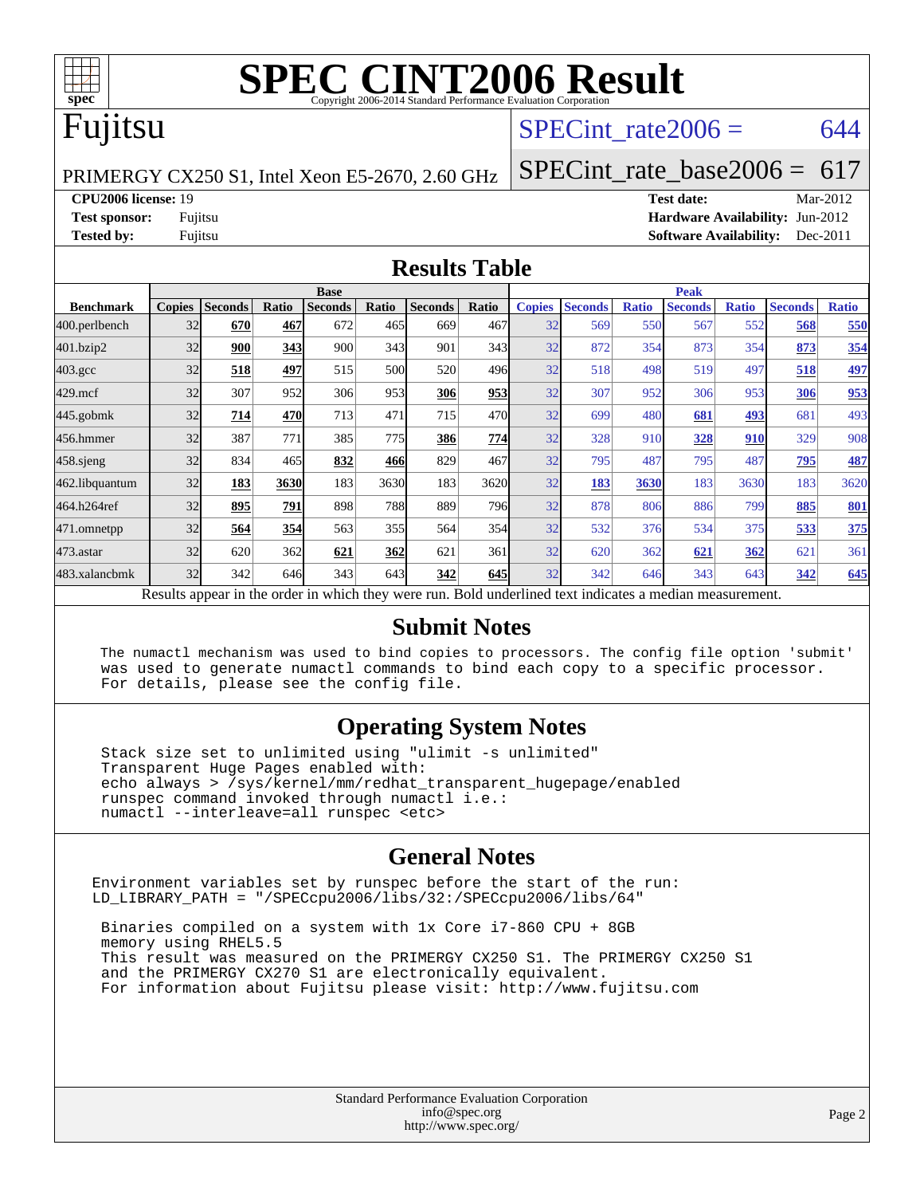# SPEC CINT2006 Result

Copyright 2006-2014 Standard Performance Evaluation Corporation

# Fujitsu

PRIMERGY CX250 S1, Intel Xeon E5-2670, 2.60 GHz

SPECint_rate2006 = 644

SPECint_rate_base2006 = 617

**CPU2006 license:** 19
**Test sponsor:** Fujitsu
**Tested by:** Fujitsu

**Test date:** Mar-2012
**Hardware Availability:** Jun-2012
**Software Availability:** Dec-2011

## Results Table

| Benchmark | Base | | | | | | | Peak | | | | | | |
|---|---|---|---|---|---|---|---|---|---|---|---|---|---|---|
| | Copies | Seconds | Ratio | Seconds | Ratio | Seconds | Ratio | Copies | Seconds | Ratio | Seconds | Ratio | Seconds | Ratio |
| 400.perlbench | 32 | **670** | **467** | 672 | 465 | 669 | 467 | 32 | 569 | 550 | 567 | 552 | **568** | **550** |
| 401.bzip2 | 32 | **900** | **343** | 900 | 343 | 901 | 343 | 32 | 872 | 354 | 873 | 354 | **873** | **354** |
| 403.gcc | 32 | **518** | **497** | 515 | 500 | 520 | 496 | 32 | 518 | 498 | 519 | 497 | **518** | **497** |
| 429.mcf | 32 | 307 | 952 | 306 | 953 | **306** | **953** | 32 | 307 | 952 | 306 | 953 | **306** | **953** |
| 445.gobmk | 32 | **714** | **470** | 713 | 471 | 715 | 470 | 32 | 699 | 480 | **681** | **493** | 681 | 493 |
| 456.hmmer | 32 | 387 | 771 | 385 | 775 | **386** | **774** | 32 | 328 | 910 | **328** | **910** | 329 | 908 |
| 458.sjeng | 32 | 834 | 465 | **832** | **466** | 829 | 467 | 32 | 795 | 487 | 795 | 487 | **795** | **487** |
| 462.libquantum | 32 | **183** | **3630** | 183 | 3630 | 183 | 3620 | 32 | **183** | **3630** | 183 | 3630 | 183 | 3620 |
| 464.h264ref | 32 | **895** | **791** | 898 | 788 | 889 | 796 | 32 | 878 | 806 | 886 | 799 | **885** | **801** |
| 471.omnetpp | 32 | **564** | **354** | 563 | 355 | 564 | 354 | 32 | 532 | 376 | 534 | 375 | **533** | **375** |
| 473.astar | 32 | 620 | 362 | **621** | **362** | 621 | 361 | 32 | 620 | 362 | **621** | **362** | 621 | 361 |
| 483.xalancbmk | 32 | 342 | 646 | 343 | 643 | **342** | **645** | 32 | 342 | 646 | 343 | 643 | **342** | **645** |

Results appear in the order in which they were run. Bold underlined text indicates a median measurement.

## Submit Notes

```
The numactl mechanism was used to bind copies to processors. The config file option 'submit'
was used to generate numactl commands to bind each copy to a specific processor.
For details, please see the config file.
```

## Operating System Notes

```
Stack size set to unlimited using "ulimit -s unlimited"
Transparent Huge Pages enabled with:
echo always > /sys/kernel/mm/redhat_transparent_hugepage/enabled
runspec command invoked through numactl i.e.:
numactl --interleave=all runspec <etc>
```

## General Notes

```
Environment variables set by runspec before the start of the run:
LD_LIBRARY_PATH = "/SPECcpu2006/libs/32:/SPECcpu2006/libs/64"

 Binaries compiled on a system with 1x Core i7-860 CPU + 8GB
 memory using RHEL5.5
 This result was measured on the PRIMERGY CX250 S1. The PRIMERGY CX250 S1
 and the PRIMERGY CX270 S1 are electronically equivalent.
 For information about Fujitsu please visit: http://www.fujitsu.com
```

Standard Performance Evaluation Corporation
info@spec.org
http://www.spec.org/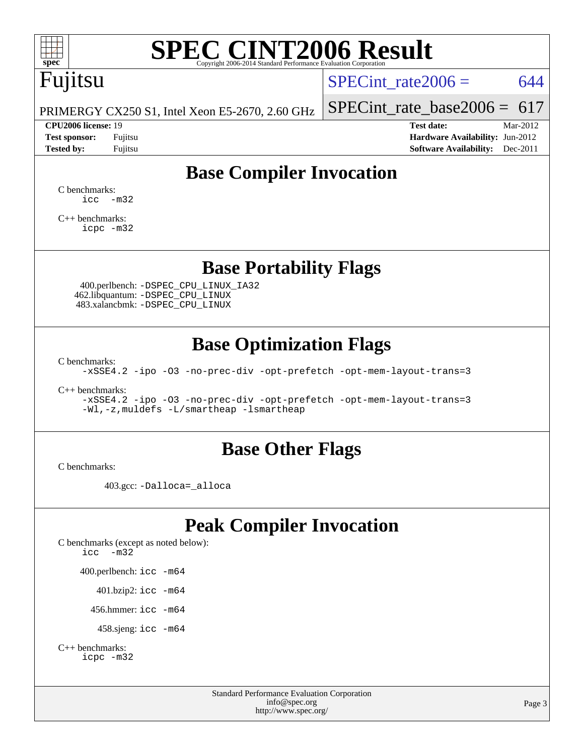# SPEC CINT2006 Result

Copyright 2006-2014 Standard Performance Evaluation Corporation

**Fujitsu**

PRIMERGY CX250 S1, Intel Xeon E5-2670, 2.60 GHz

SPECint_rate2006 = 644

SPECint_rate_base2006 = 617

**CPU2006 license:** 19
**Test sponsor:** Fujitsu
**Tested by:** Fujitsu

**Test date:** Mar-2012
**Hardware Availability:** Jun-2012
**Software Availability:** Dec-2011

## Base Compiler Invocation

C benchmarks:
```
icc  -m32
```

C++ benchmarks:
```
icpc -m32
```

## Base Portability Flags

400.perlbench: `-DSPEC_CPU_LINUX_IA32`
462.libquantum: `-DSPEC_CPU_LINUX`
483.xalancbmk: `-DSPEC_CPU_LINUX`

## Base Optimization Flags

C benchmarks:
```
-xSSE4.2 -ipo -O3 -no-prec-div -opt-prefetch -opt-mem-layout-trans=3
```

C++ benchmarks:
```
-xSSE4.2 -ipo -O3 -no-prec-div -opt-prefetch -opt-mem-layout-trans=3
-Wl,-z,muldefs -L/smartheap -lsmartheap
```

## Base Other Flags

C benchmarks:

403.gcc: `-Dalloca=_alloca`

## Peak Compiler Invocation

C benchmarks (except as noted below):
```
icc  -m32
```

400.perlbench: `icc -m64`

401.bzip2: `icc -m64`

456.hmmer: `icc -m64`

458.sjeng: `icc -m64`

C++ benchmarks:
```
icpc -m32
```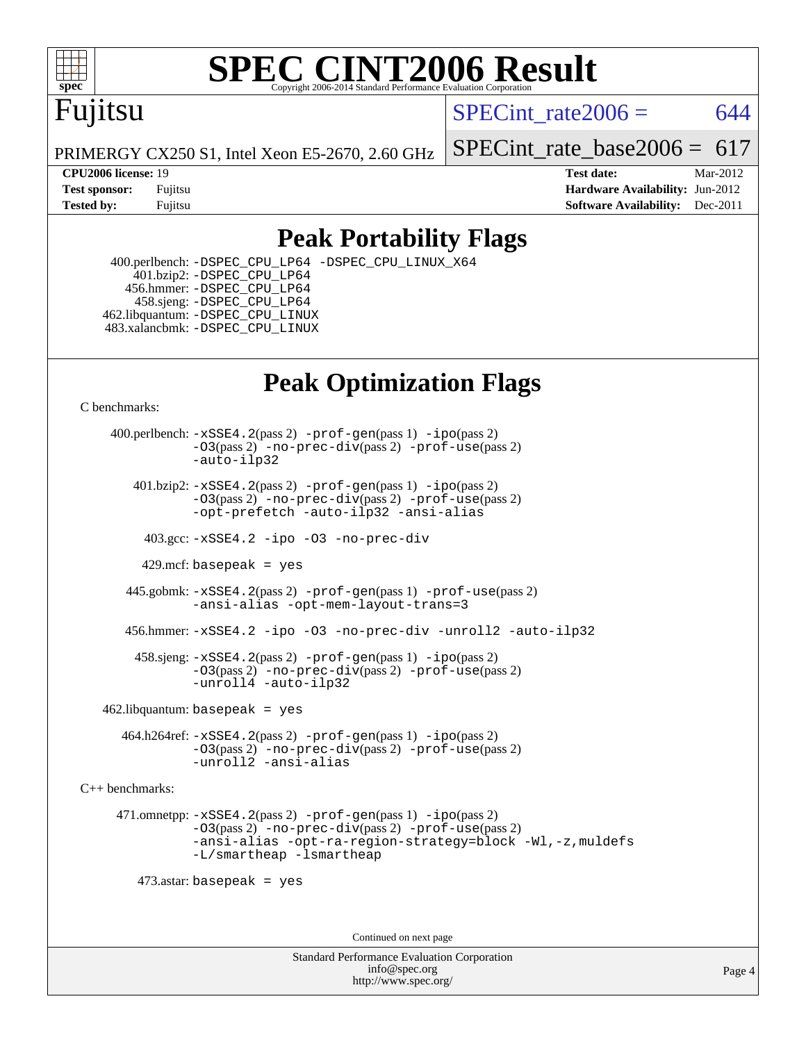# SPEC CINT2006 Result

Copyright 2006-2014 Standard Performance Evaluation Corporation

**Fujitsu**

PRIMERGY CX250 S1, Intel Xeon E5-2670, 2.60 GHz

SPECint_rate2006 = 644

SPECint_rate_base2006 = 617

| | | | |
|---|---|---|---|
| **CPU2006 license:** 19 | | **Test date:** | Mar-2012 |
| **Test sponsor:** | Fujitsu | **Hardware Availability:** | Jun-2012 |
| **Tested by:** | Fujitsu | **Software Availability:** | Dec-2011 |

## Peak Portability Flags

400.perlbench: `-DSPEC_CPU_LP64 -DSPEC_CPU_LINUX_X64`
401.bzip2: `-DSPEC_CPU_LP64`
456.hmmer: `-DSPEC_CPU_LP64`
458.sjeng: `-DSPEC_CPU_LP64`
462.libquantum: `-DSPEC_CPU_LINUX`
483.xalancbmk: `-DSPEC_CPU_LINUX`

## Peak Optimization Flags

C benchmarks:

400.perlbench: `-xSSE4.2`(pass 2) `-prof-gen`(pass 1) `-ipo`(pass 2) `-O3`(pass 2) `-no-prec-div`(pass 2) `-prof-use`(pass 2) `-auto-ilp32`

401.bzip2: `-xSSE4.2`(pass 2) `-prof-gen`(pass 1) `-ipo`(pass 2) `-O3`(pass 2) `-no-prec-div`(pass 2) `-prof-use`(pass 2) `-opt-prefetch -auto-ilp32 -ansi-alias`

403.gcc: `-xSSE4.2 -ipo -O3 -no-prec-div`

429.mcf: `basepeak = yes`

445.gobmk: `-xSSE4.2`(pass 2) `-prof-gen`(pass 1) `-prof-use`(pass 2) `-ansi-alias -opt-mem-layout-trans=3`

456.hmmer: `-xSSE4.2 -ipo -O3 -no-prec-div -unroll2 -auto-ilp32`

458.sjeng: `-xSSE4.2`(pass 2) `-prof-gen`(pass 1) `-ipo`(pass 2) `-O3`(pass 2) `-no-prec-div`(pass 2) `-prof-use`(pass 2) `-unroll4 -auto-ilp32`

462.libquantum: `basepeak = yes`

464.h264ref: `-xSSE4.2`(pass 2) `-prof-gen`(pass 1) `-ipo`(pass 2) `-O3`(pass 2) `-no-prec-div`(pass 2) `-prof-use`(pass 2) `-unroll2 -ansi-alias`

C++ benchmarks:

471.omnetpp: `-xSSE4.2`(pass 2) `-prof-gen`(pass 1) `-ipo`(pass 2) `-O3`(pass 2) `-no-prec-div`(pass 2) `-prof-use`(pass 2) `-ansi-alias -opt-ra-region-strategy=block -Wl,-z,muldefs -L/smartheap -lsmartheap`

473.astar: `basepeak = yes`

Continued on next page

Standard Performance Evaluation Corporation
info@spec.org
http://www.spec.org/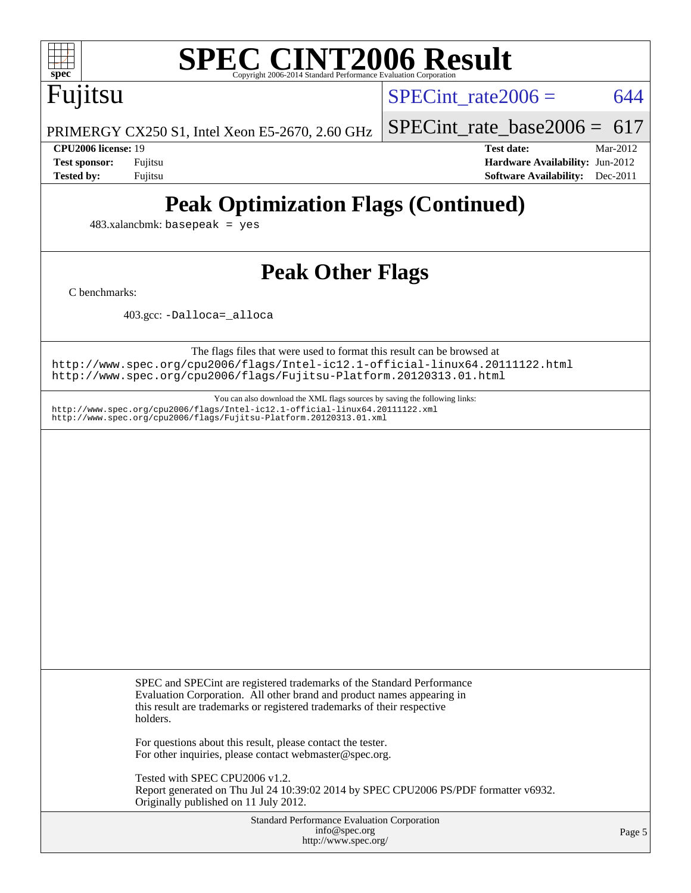# Peak Optimization Flags (Continued)

483.xalancbmk: basepeak = yes

# Peak Other Flags

C benchmarks:

403.gcc: -Dalloca=_alloca

The flags files that were used to format this result can be browsed at
http://www.spec.org/cpu2006/flags/Intel-ic12.1-official-linux64.20111122.html
http://www.spec.org/cpu2006/flags/Fujitsu-Platform.20120313.01.html

You can also download the XML flags sources by saving the following links:
http://www.spec.org/cpu2006/flags/Intel-ic12.1-official-linux64.20111122.xml
http://www.spec.org/cpu2006/flags/Fujitsu-Platform.20120313.01.xml

SPEC and SPECint are registered trademarks of the Standard Performance Evaluation Corporation. All other brand and product names appearing in this result are trademarks or registered trademarks of their respective holders.

For questions about this result, please contact the tester.
For other inquiries, please contact webmaster@spec.org.

Tested with SPEC CPU2006 v1.2.
Report generated on Thu Jul 24 10:39:02 2014 by SPEC CPU2006 PS/PDF formatter v6932.
Originally published on 11 July 2012.